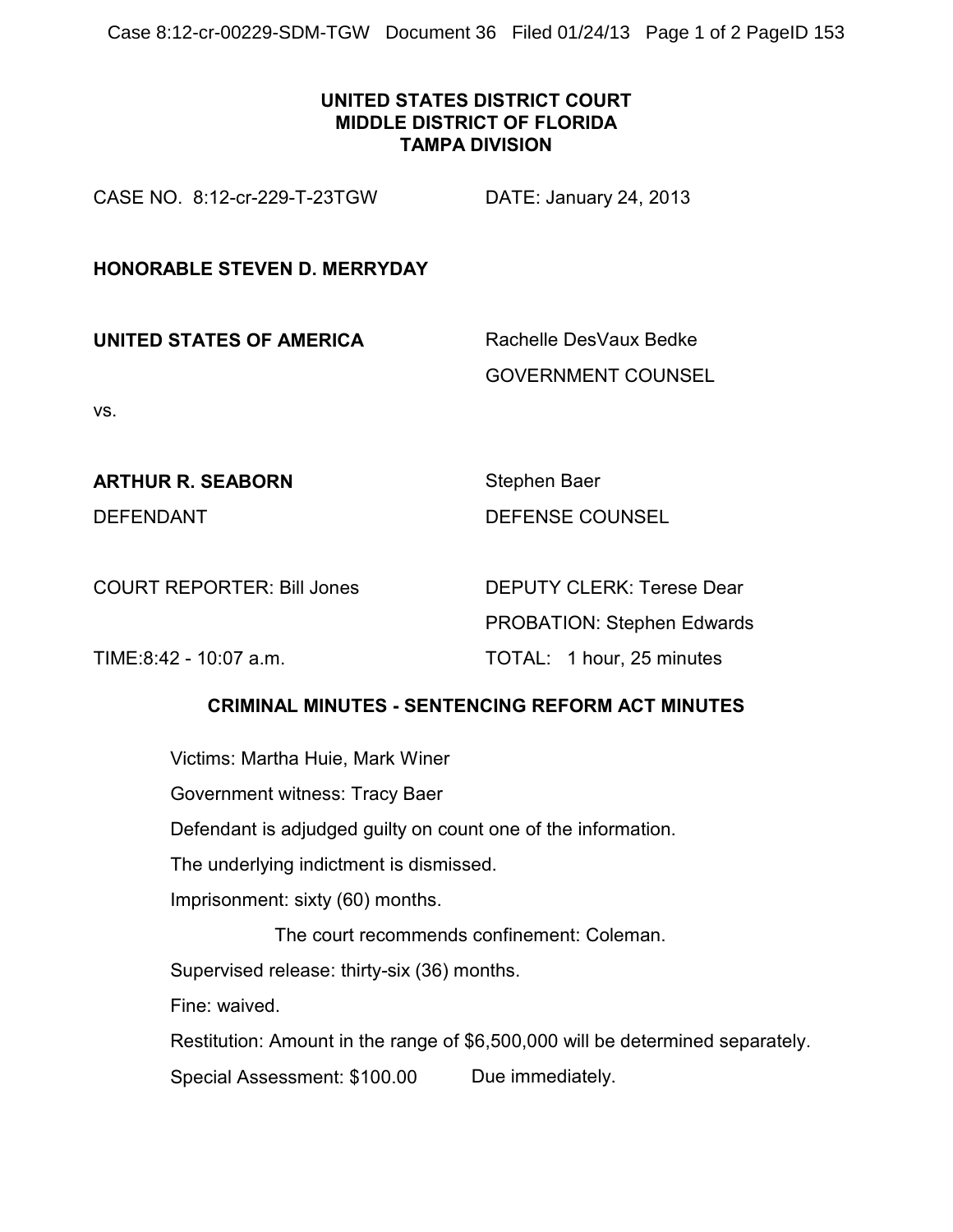**UNITED STATES DISTRICT COURT**
**MIDDLE DISTRICT OF FLORIDA**
**TAMPA DIVISION**

CASE NO. 8:12-cr-229-T-23TGW DATE: January 24, 2013

**HONORABLE STEVEN D. MERRYDAY**

**UNITED STATES OF AMERICA** Rachelle DesVaux Bedke
GOVERNMENT COUNSEL

vs.

**ARTHUR R. SEABORN** Stephen Baer
DEFENDANT DEFENSE COUNSEL

COURT REPORTER: Bill Jones DEPUTY CLERK: Terese Dear
PROBATION: Stephen Edwards

TIME:8:42 - 10:07 a.m. TOTAL: 1 hour, 25 minutes

**CRIMINAL MINUTES - SENTENCING REFORM ACT MINUTES**

Victims: Martha Huie, Mark Winer

Government witness: Tracy Baer

Defendant is adjudged guilty on count one of the information.

The underlying indictment is dismissed.

Imprisonment: sixty (60) months.

The court recommends confinement: Coleman.

Supervised release: thirty-six (36) months.

Fine: waived.

Restitution: Amount in the range of $6,500,000 will be determined separately.

Special Assessment: $100.00 Due immediately.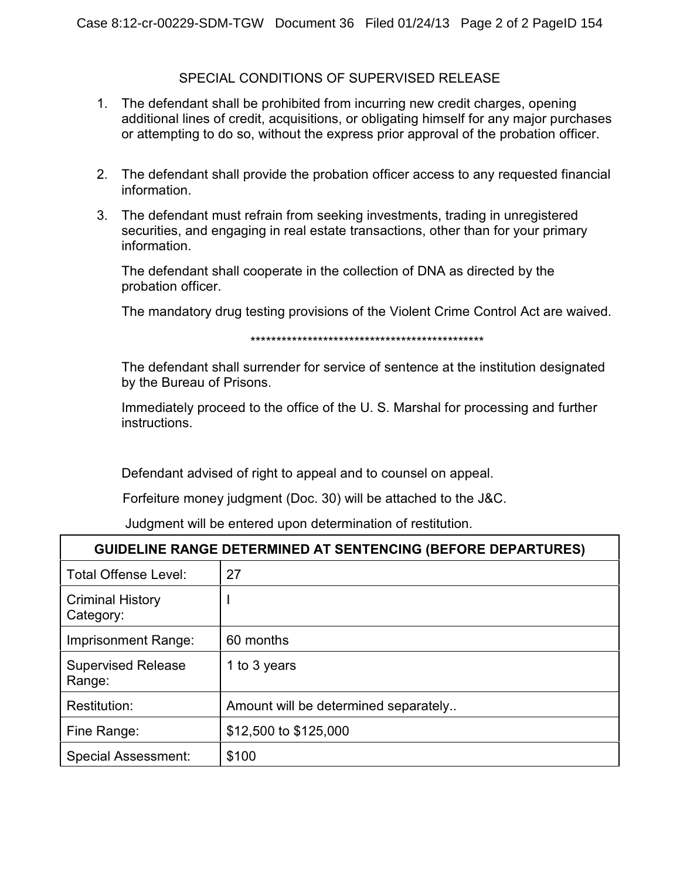## SPECIAL CONDITIONS OF SUPERVISED RELEASE

1. The defendant shall be prohibited from incurring new credit charges, opening additional lines of credit, acquisitions, or obligating himself for any major purchases or attempting to do so, without the express prior approval of the probation officer.

2. The defendant shall provide the probation officer access to any requested financial information.

3. The defendant must refrain from seeking investments, trading in unregistered securities, and engaging in real estate transactions, other than for your primary information.

The defendant shall cooperate in the collection of DNA as directed by the probation officer.

The mandatory drug testing provisions of the Violent Crime Control Act are waived.

\*\*\*\*\*\*\*\*\*\*\*\*\*\*\*\*\*\*\*\*\*\*\*\*\*\*\*\*\*\*\*\*\*\*\*\*\*\*\*\*\*\*\*\*\*\*\*

The defendant shall surrender for service of sentence at the institution designated by the Bureau of Prisons.

Immediately proceed to the office of the U. S. Marshal for processing and further instructions.

Defendant advised of right to appeal and to counsel on appeal.

Forfeiture money judgment (Doc. 30) will be attached to the J&C.

Judgment will be entered upon determination of restitution.

| GUIDELINE RANGE DETERMINED AT SENTENCING (BEFORE DEPARTURES) | |
|---|---|
| Total Offense Level: | 27 |
| Criminal History Category: | I |
| Imprisonment Range: | 60 months |
| Supervised Release Range: | 1 to 3 years |
| Restitution: | Amount will be determined separately.. |
| Fine Range: | $12,500 to $125,000 |
| Special Assessment: | $100 |